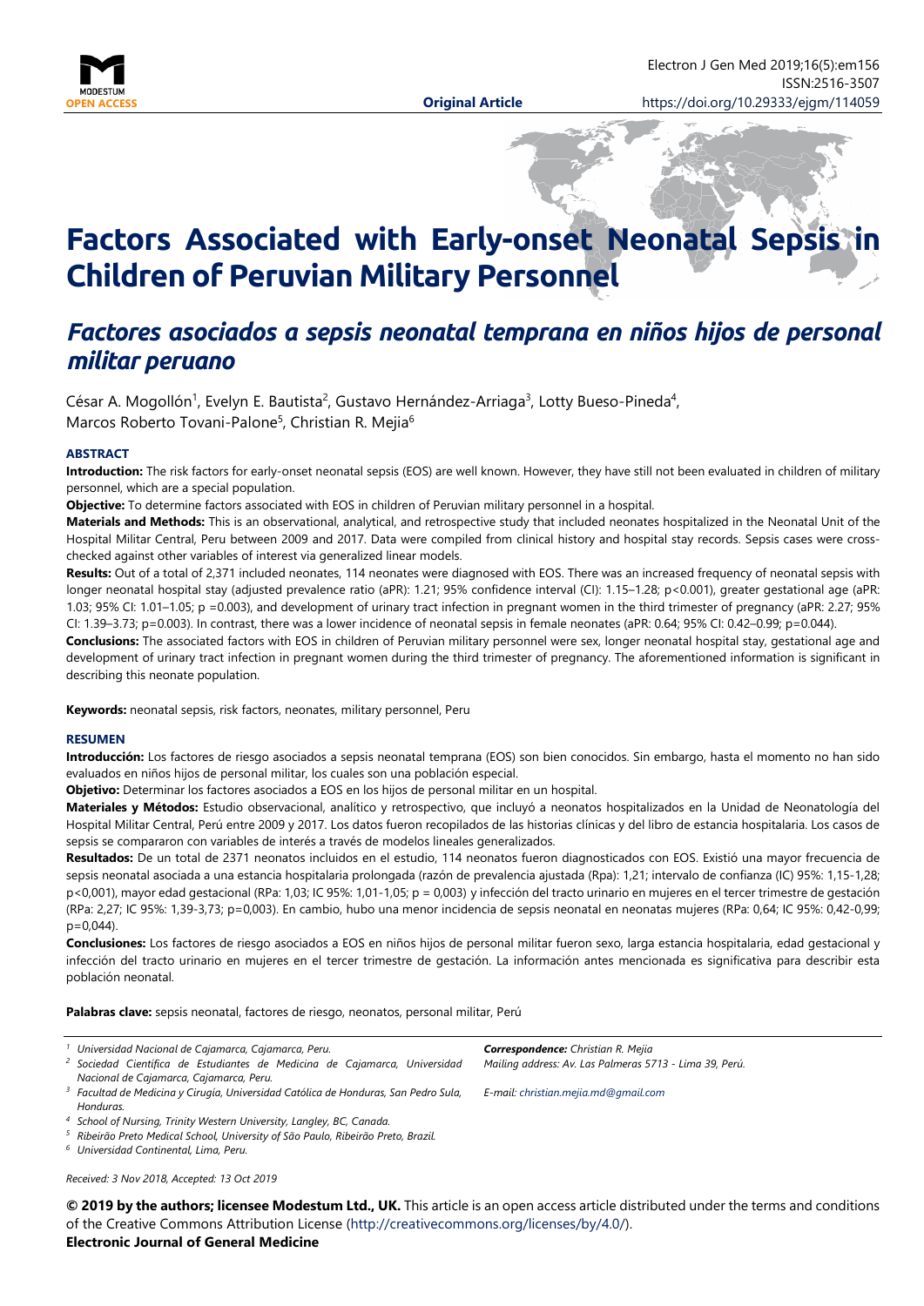**Original Article**

# Factors Associated with Early-onset Neonatal Sepsis in Children of Peruvian Military Personnel

## *Factores asociados a sepsis neonatal temprana en niños hijos de personal militar peruano*

César A. Mogollón[1], Evelyn E. Bautista[2], Gustavo Hernández-Arriaga[3], Lotty Bueso-Pineda[4], Marcos Roberto Tovani-Palone[5], Christian R. Mejia[6]

### ABSTRACT

**Introduction:** The risk factors for early-onset neonatal sepsis (EOS) are well known. However, they have still not been evaluated in children of military personnel, which are a special population.

**Objective:** To determine factors associated with EOS in children of Peruvian military personnel in a hospital.

**Materials and Methods:** This is an observational, analytical, and retrospective study that included neonates hospitalized in the Neonatal Unit of the Hospital Militar Central, Peru between 2009 and 2017. Data were compiled from clinical history and hospital stay records. Sepsis cases were cross-checked against other variables of interest via generalized linear models.

**Results:** Out of a total of 2,371 included neonates, 114 neonates were diagnosed with EOS. There was an increased frequency of neonatal sepsis with longer neonatal hospital stay (adjusted prevalence ratio (aPR): 1.21; 95% confidence interval (CI): 1.15–1.28; p<0.001), greater gestational age (aPR: 1.03; 95% CI: 1.01–1.05; p =0.003), and development of urinary tract infection in pregnant women in the third trimester of pregnancy (aPR: 2.27; 95% CI: 1.39–3.73; p=0.003). In contrast, there was a lower incidence of neonatal sepsis in female neonates (aPR: 0.64; 95% CI: 0.42–0.99; p=0.044).

**Conclusions:** The associated factors with EOS in children of Peruvian military personnel were sex, longer neonatal hospital stay, gestational age and development of urinary tract infection in pregnant women during the third trimester of pregnancy. The aforementioned information is significant in describing this neonate population.

**Keywords:** neonatal sepsis, risk factors, neonates, military personnel, Peru

### RESUMEN

**Introducción:** Los factores de riesgo asociados a sepsis neonatal temprana (EOS) son bien conocidos. Sin embargo, hasta el momento no han sido evaluados en niños hijos de personal militar, los cuales son una población especial.

**Objetivo:** Determinar los factores asociados a EOS en los hijos de personal militar en un hospital.

**Materiales y Métodos:** Estudio observacional, analítico y retrospectivo, que incluyó a neonatos hospitalizados en la Unidad de Neonatología del Hospital Militar Central, Perú entre 2009 y 2017. Los datos fueron recopilados de las historias clínicas y del libro de estancia hospitalaria. Los casos de sepsis se compararon con variables de interés a través de modelos lineales generalizados.

**Resultados:** De un total de 2371 neonatos incluidos en el estudio, 114 neonatos fueron diagnosticados con EOS. Existió una mayor frecuencia de sepsis neonatal asociada a una estancia hospitalaria prolongada (razón de prevalencia ajustada (Rpa): 1,21; intervalo de confianza (IC) 95%: 1,15-1,28; p<0,001), mayor edad gestacional (RPa: 1,03; IC 95%: 1,01-1,05; p = 0,003) y infección del tracto urinario en mujeres en el tercer trimestre de gestación (RPa: 2,27; IC 95%: 1,39-3,73; p=0,003). En cambio, hubo una menor incidencia de sepsis neonatal en neonatas mujeres (RPa: 0,64; IC 95%: 0,42-0,99; p=0,044).

**Conclusiones:** Los factores de riesgo asociados a EOS en niños hijos de personal militar fueron sexo, larga estancia hospitalaria, edad gestacional y infección del tracto urinario en mujeres en el tercer trimestre de gestación. La información antes mencionada es significativa para describir esta población neonatal.

**Palabras clave:** sepsis neonatal, factores de riesgo, neonatos, personal militar, Perú

[1] *Universidad Nacional de Cajamarca, Cajamarca, Peru.*
[2] *Sociedad Científica de Estudiantes de Medicina de Cajamarca, Universidad Nacional de Cajamarca, Cajamarca, Peru.*
[3] *Facultad de Medicina y Cirugía, Universidad Católica de Honduras, San Pedro Sula, Honduras.*
[4] *School of Nursing, Trinity Western University, Langley, BC, Canada.*
[5] *Ribeirão Preto Medical School, University of São Paulo, Ribeirão Preto, Brazil.*
[6] *Universidad Continental, Lima, Peru.*

***Correspondence:*** *Christian R. Mejia*
*Mailing address: Av. Las Palmeras 5713 - Lima 39, Perú.*
*E-mail: christian.mejia.md@gmail.com*

*Received: 3 Nov 2018, Accepted: 13 Oct 2019*

**© 2019 by the authors; licensee Modestum Ltd., UK.** This article is an open access article distributed under the terms and conditions of the Creative Commons Attribution License (http://creativecommons.org/licenses/by/4.0/).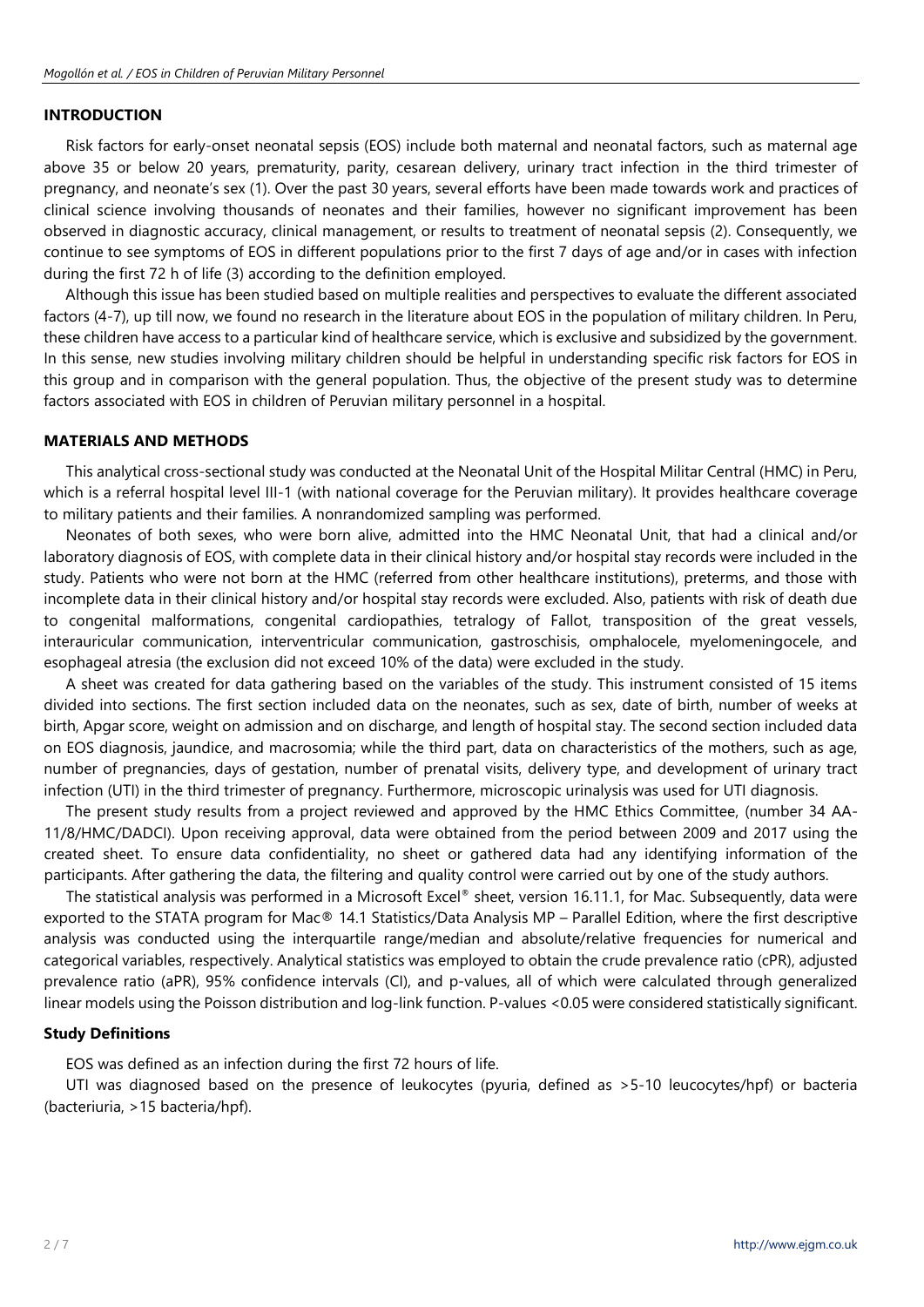## INTRODUCTION

Risk factors for early-onset neonatal sepsis (EOS) include both maternal and neonatal factors, such as maternal age above 35 or below 20 years, prematurity, parity, cesarean delivery, urinary tract infection in the third trimester of pregnancy, and neonate's sex (1). Over the past 30 years, several efforts have been made towards work and practices of clinical science involving thousands of neonates and their families, however no significant improvement has been observed in diagnostic accuracy, clinical management, or results to treatment of neonatal sepsis (2). Consequently, we continue to see symptoms of EOS in different populations prior to the first 7 days of age and/or in cases with infection during the first 72 h of life (3) according to the definition employed.

Although this issue has been studied based on multiple realities and perspectives to evaluate the different associated factors (4-7), up till now, we found no research in the literature about EOS in the population of military children. In Peru, these children have access to a particular kind of healthcare service, which is exclusive and subsidized by the government. In this sense, new studies involving military children should be helpful in understanding specific risk factors for EOS in this group and in comparison with the general population. Thus, the objective of the present study was to determine factors associated with EOS in children of Peruvian military personnel in a hospital.

## MATERIALS AND METHODS

This analytical cross-sectional study was conducted at the Neonatal Unit of the Hospital Militar Central (HMC) in Peru, which is a referral hospital level III-1 (with national coverage for the Peruvian military). It provides healthcare coverage to military patients and their families. A nonrandomized sampling was performed.

Neonates of both sexes, who were born alive, admitted into the HMC Neonatal Unit, that had a clinical and/or laboratory diagnosis of EOS, with complete data in their clinical history and/or hospital stay records were included in the study. Patients who were not born at the HMC (referred from other healthcare institutions), preterms, and those with incomplete data in their clinical history and/or hospital stay records were excluded. Also, patients with risk of death due to congenital malformations, congenital cardiopathies, tetralogy of Fallot, transposition of the great vessels, interauricular communication, interventricular communication, gastroschisis, omphalocele, myelomeningocele, and esophageal atresia (the exclusion did not exceed 10% of the data) were excluded in the study.

A sheet was created for data gathering based on the variables of the study. This instrument consisted of 15 items divided into sections. The first section included data on the neonates, such as sex, date of birth, number of weeks at birth, Apgar score, weight on admission and on discharge, and length of hospital stay. The second section included data on EOS diagnosis, jaundice, and macrosomia; while the third part, data on characteristics of the mothers, such as age, number of pregnancies, days of gestation, number of prenatal visits, delivery type, and development of urinary tract infection (UTI) in the third trimester of pregnancy. Furthermore, microscopic urinalysis was used for UTI diagnosis.

The present study results from a project reviewed and approved by the HMC Ethics Committee, (number 34 AA-11/8/HMC/DADCI). Upon receiving approval, data were obtained from the period between 2009 and 2017 using the created sheet. To ensure data confidentiality, no sheet or gathered data had any identifying information of the participants. After gathering the data, the filtering and quality control were carried out by one of the study authors.

The statistical analysis was performed in a Microsoft Excel® sheet, version 16.11.1, for Mac. Subsequently, data were exported to the STATA program for Mac® 14.1 Statistics/Data Analysis MP – Parallel Edition, where the first descriptive analysis was conducted using the interquartile range/median and absolute/relative frequencies for numerical and categorical variables, respectively. Analytical statistics was employed to obtain the crude prevalence ratio (cPR), adjusted prevalence ratio (aPR), 95% confidence intervals (CI), and p-values, all of which were calculated through generalized linear models using the Poisson distribution and log-link function. P-values <0.05 were considered statistically significant.

### Study Definitions

EOS was defined as an infection during the first 72 hours of life.

UTI was diagnosed based on the presence of leukocytes (pyuria, defined as >5-10 leucocytes/hpf) or bacteria (bacteriuria, >15 bacteria/hpf).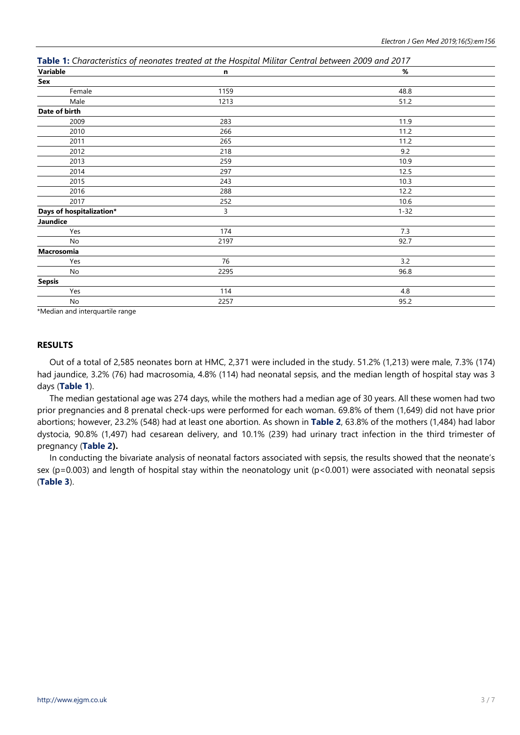**Table 1:** *Characteristics of neonates treated at the Hospital Militar Central between 2009 and 2017*

| Variable | n | % |
|---|---|---|
| **Sex** | | |
| Female | 1159 | 48.8 |
| Male | 1213 | 51.2 |
| **Date of birth** | | |
| 2009 | 283 | 11.9 |
| 2010 | 266 | 11.2 |
| 2011 | 265 | 11.2 |
| 2012 | 218 | 9.2 |
| 2013 | 259 | 10.9 |
| 2014 | 297 | 12.5 |
| 2015 | 243 | 10.3 |
| 2016 | 288 | 12.2 |
| 2017 | 252 | 10.6 |
| **Days of hospitalization*** | 3 | 1-32 |
| **Jaundice** | | |
| Yes | 174 | 7.3 |
| No | 2197 | 92.7 |
| **Macrosomia** | | |
| Yes | 76 | 3.2 |
| No | 2295 | 96.8 |
| **Sepsis** | | |
| Yes | 114 | 4.8 |
| No | 2257 | 95.2 |

*Median and interquartile range

## RESULTS

Out of a total of 2,585 neonates born at HMC, 2,371 were included in the study. 51.2% (1,213) were male, 7.3% (174) had jaundice, 3.2% (76) had macrosomia, 4.8% (114) had neonatal sepsis, and the median length of hospital stay was 3 days (**Table 1**).

The median gestational age was 274 days, while the mothers had a median age of 30 years. All these women had two prior pregnancies and 8 prenatal check-ups were performed for each woman. 69.8% of them (1,649) did not have prior abortions; however, 23.2% (548) had at least one abortion. As shown in **Table 2**, 63.8% of the mothers (1,484) had labor dystocia, 90.8% (1,497) had cesarean delivery, and 10.1% (239) had urinary tract infection in the third trimester of pregnancy (**Table 2).**

In conducting the bivariate analysis of neonatal factors associated with sepsis, the results showed that the neonate's sex ($p=0.003$) and length of hospital stay within the neonatology unit ($p<0.001$) were associated with neonatal sepsis (**Table 3**).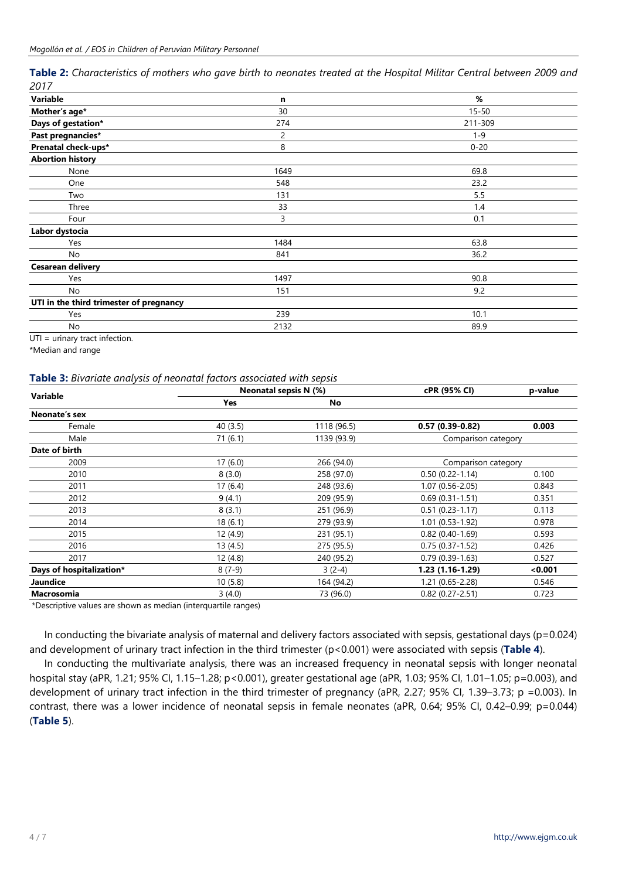**Table 2:** *Characteristics of mothers who gave birth to neonates treated at the Hospital Militar Central between 2009 and 2017*

| Variable | n | % |
|---|---|---|
| **Mother's age*** | 30 | 15-50 |
| **Days of gestation*** | 274 | 211-309 |
| **Past pregnancies*** | 2 | 1-9 |
| **Prenatal check-ups*** | 8 | 0-20 |
| **Abortion history** | | |
| None | 1649 | 69.8 |
| One | 548 | 23.2 |
| Two | 131 | 5.5 |
| Three | 33 | 1.4 |
| Four | 3 | 0.1 |
| **Labor dystocia** | | |
| Yes | 1484 | 63.8 |
| No | 841 | 36.2 |
| **Cesarean delivery** | | |
| Yes | 1497 | 90.8 |
| No | 151 | 9.2 |
| **UTI in the third trimester of pregnancy** | | |
| Yes | 239 | 10.1 |
| No | 2132 | 89.9 |

UTI = urinary tract infection.

*Median and range

**Table 3:** *Bivariate analysis of neonatal factors associated with sepsis*

| Variable | Neonatal sepsis N (%) | | cPR (95% CI) | p-value |
|---|---|---|---|---|
| | Yes | No | | |
| **Neonate's sex** | | | | |
| Female | 40 (3.5) | 1118 (96.5) | **0.57 (0.39-0.82)** | **0.003** |
| Male | 71 (6.1) | 1139 (93.9) | Comparison category | |
| **Date of birth** | | | | |
| 2009 | 17 (6.0) | 266 (94.0) | Comparison category | |
| 2010 | 8 (3.0) | 258 (97.0) | 0.50 (0.22-1.14) | 0.100 |
| 2011 | 17 (6.4) | 248 (93.6) | 1.07 (0.56-2.05) | 0.843 |
| 2012 | 9 (4.1) | 209 (95.9) | 0.69 (0.31-1.51) | 0.351 |
| 2013 | 8 (3.1) | 251 (96.9) | 0.51 (0.23-1.17) | 0.113 |
| 2014 | 18 (6.1) | 279 (93.9) | 1.01 (0.53-1.92) | 0.978 |
| 2015 | 12 (4.9) | 231 (95.1) | 0.82 (0.40-1.69) | 0.593 |
| 2016 | 13 (4.5) | 275 (95.5) | 0.75 (0.37-1.52) | 0.426 |
| 2017 | 12 (4.8) | 240 (95.2) | 0.79 (0.39-1.63) | 0.527 |
| **Days of hospitalization*** | 8 (7-9) | 3 (2-4) | **1.23 (1.16-1.29)** | **<0.001** |
| **Jaundice** | 10 (5.8) | 164 (94.2) | 1.21 (0.65-2.28) | 0.546 |
| **Macrosomia** | 3 (4.0) | 73 (96.0) | 0.82 (0.27-2.51) | 0.723 |

*Descriptive values are shown as median (interquartile ranges)

In conducting the bivariate analysis of maternal and delivery factors associated with sepsis, gestational days (p=0.024) and development of urinary tract infection in the third trimester (p<0.001) were associated with sepsis (**Table 4**).

In conducting the multivariate analysis, there was an increased frequency in neonatal sepsis with longer neonatal hospital stay (aPR, 1.21; 95% CI, 1.15–1.28; p<0.001), greater gestational age (aPR, 1.03; 95% CI, 1.01–1.05; p=0.003), and development of urinary tract infection in the third trimester of pregnancy (aPR, 2.27; 95% CI, 1.39–3.73; p =0.003). In contrast, there was a lower incidence of neonatal sepsis in female neonates (aPR, 0.64; 95% CI, 0.42–0.99; p=0.044) (**Table 5**).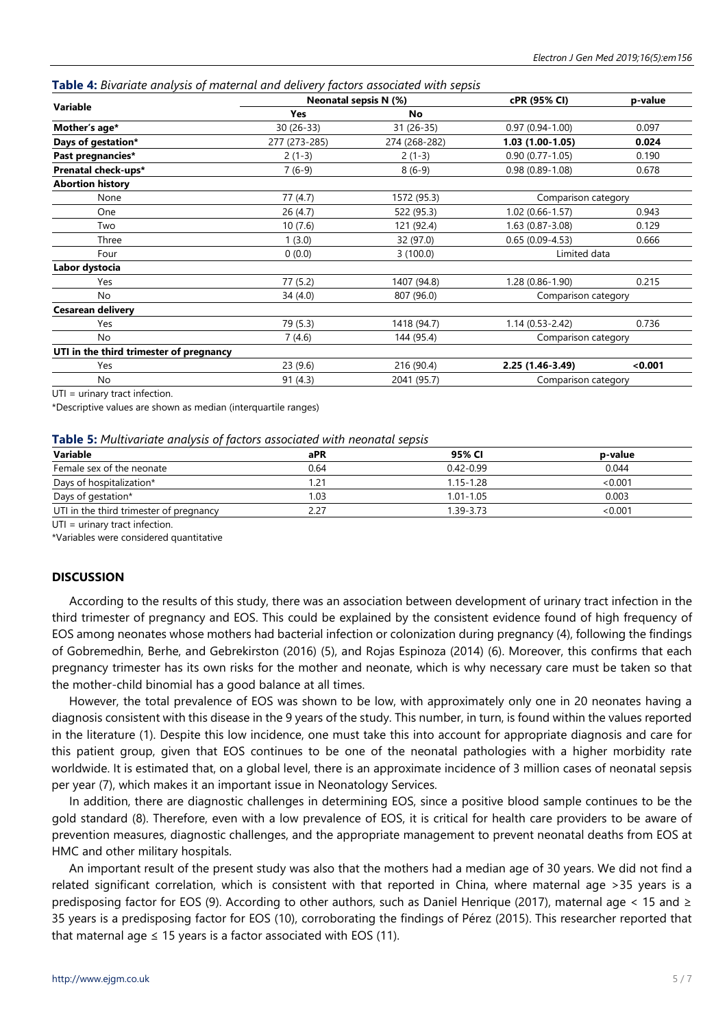**Table 4:** *Bivariate analysis of maternal and delivery factors associated with sepsis*

| Variable | Neonatal sepsis N (%) | | cPR (95% CI) | p-value |
|---|---|---|---|---|
| | Yes | No | | |
| **Mother's age*** | 30 (26-33) | 31 (26-35) | 0.97 (0.94-1.00) | 0.097 |
| **Days of gestation*** | 277 (273-285) | 274 (268-282) | **1.03 (1.00-1.05)** | **0.024** |
| **Past pregnancies*** | 2 (1-3) | 2 (1-3) | 0.90 (0.77-1.05) | 0.190 |
| **Prenatal check-ups*** | 7 (6-9) | 8 (6-9) | 0.98 (0.89-1.08) | 0.678 |
| **Abortion history** | | | | |
| None | 77 (4.7) | 1572 (95.3) | Comparison category | |
| One | 26 (4.7) | 522 (95.3) | 1.02 (0.66-1.57) | 0.943 |
| Two | 10 (7.6) | 121 (92.4) | 1.63 (0.87-3.08) | 0.129 |
| Three | 1 (3.0) | 32 (97.0) | 0.65 (0.09-4.53) | 0.666 |
| Four | 0 (0.0) | 3 (100.0) | Limited data | |
| **Labor dystocia** | | | | |
| Yes | 77 (5.2) | 1407 (94.8) | 1.28 (0.86-1.90) | 0.215 |
| No | 34 (4.0) | 807 (96.0) | Comparison category | |
| **Cesarean delivery** | | | | |
| Yes | 79 (5.3) | 1418 (94.7) | 1.14 (0.53-2.42) | 0.736 |
| No | 7 (4.6) | 144 (95.4) | Comparison category | |
| **UTI in the third trimester of pregnancy** | | | | |
| Yes | 23 (9.6) | 216 (90.4) | **2.25 (1.46-3.49)** | **<0.001** |
| No | 91 (4.3) | 2041 (95.7) | Comparison category | |

UTI = urinary tract infection.

*Descriptive values are shown as median (interquartile ranges)

**Table 5:** *Multivariate analysis of factors associated with neonatal sepsis*

| Variable | aPR | 95% CI | p-value |
|---|---|---|---|
| Female sex of the neonate | 0.64 | 0.42-0.99 | 0.044 |
| Days of hospitalization* | 1.21 | 1.15-1.28 | <0.001 |
| Days of gestation* | 1.03 | 1.01-1.05 | 0.003 |
| UTI in the third trimester of pregnancy | 2.27 | 1.39-3.73 | <0.001 |

UTI = urinary tract infection.

*Variables were considered quantitative

## DISCUSSION

According to the results of this study, there was an association between development of urinary tract infection in the third trimester of pregnancy and EOS. This could be explained by the consistent evidence found of high frequency of EOS among neonates whose mothers had bacterial infection or colonization during pregnancy (4), following the findings of Gobremedhin, Berhe, and Gebrekirston (2016) (5), and Rojas Espinoza (2014) (6). Moreover, this confirms that each pregnancy trimester has its own risks for the mother and neonate, which is why necessary care must be taken so that the mother-child binomial has a good balance at all times.

However, the total prevalence of EOS was shown to be low, with approximately only one in 20 neonates having a diagnosis consistent with this disease in the 9 years of the study. This number, in turn, is found within the values reported in the literature (1). Despite this low incidence, one must take this into account for appropriate diagnosis and care for this patient group, given that EOS continues to be one of the neonatal pathologies with a higher morbidity rate worldwide. It is estimated that, on a global level, there is an approximate incidence of 3 million cases of neonatal sepsis per year (7), which makes it an important issue in Neonatology Services.

In addition, there are diagnostic challenges in determining EOS, since a positive blood sample continues to be the gold standard (8). Therefore, even with a low prevalence of EOS, it is critical for health care providers to be aware of prevention measures, diagnostic challenges, and the appropriate management to prevent neonatal deaths from EOS at HMC and other military hospitals.

An important result of the present study was also that the mothers had a median age of 30 years. We did not find a related significant correlation, which is consistent with that reported in China, where maternal age >35 years is a predisposing factor for EOS (9). According to other authors, such as Daniel Henrique (2017), maternal age < 15 and ≥ 35 years is a predisposing factor for EOS (10), corroborating the findings of Pérez (2015). This researcher reported that that maternal age ≤ 15 years is a factor associated with EOS (11).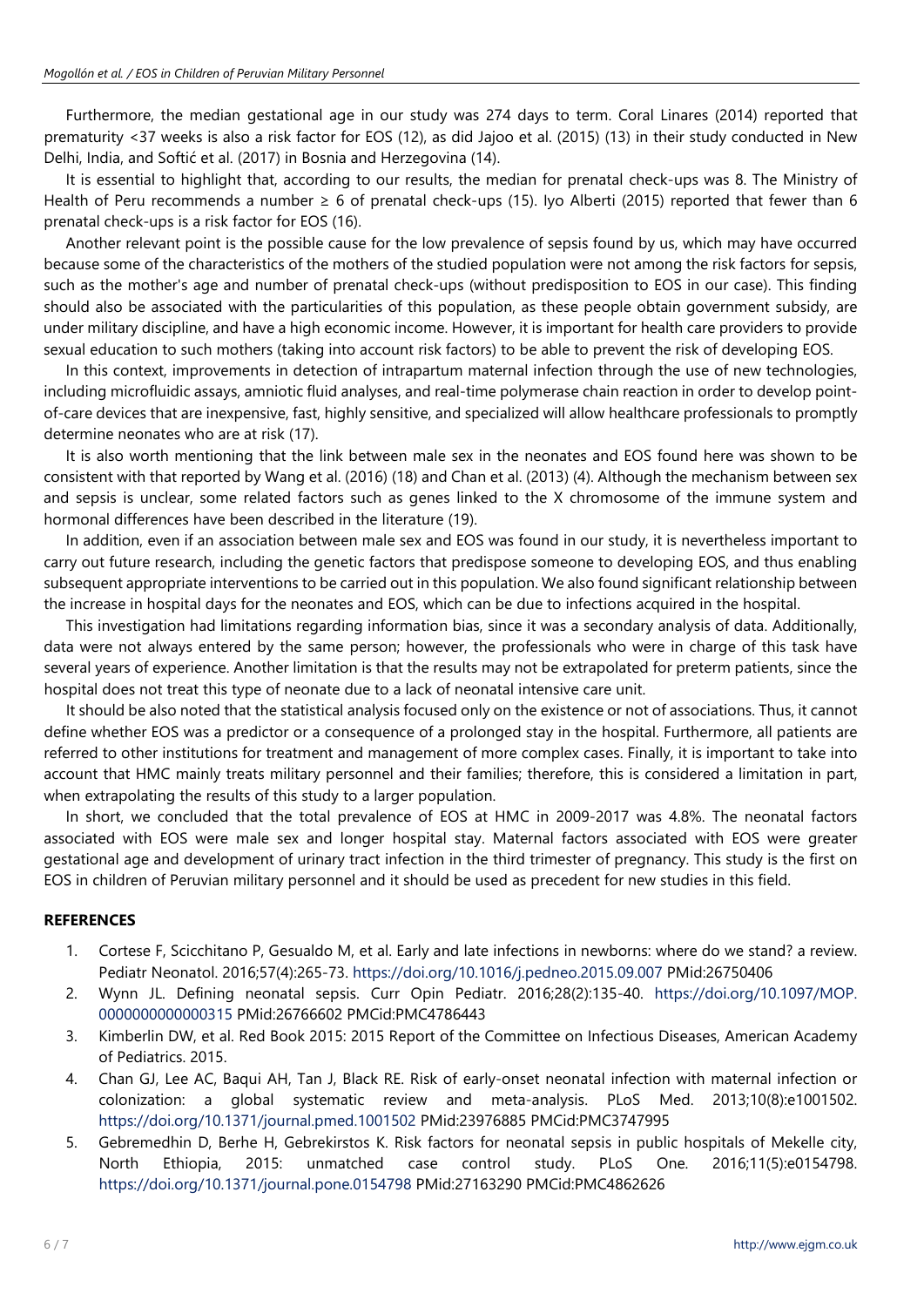Furthermore, the median gestational age in our study was 274 days to term. Coral Linares (2014) reported that prematurity <37 weeks is also a risk factor for EOS (12), as did Jajoo et al. (2015) (13) in their study conducted in New Delhi, India, and Softić et al. (2017) in Bosnia and Herzegovina (14).

It is essential to highlight that, according to our results, the median for prenatal check-ups was 8. The Ministry of Health of Peru recommends a number ≥ 6 of prenatal check-ups (15). Iyo Alberti (2015) reported that fewer than 6 prenatal check-ups is a risk factor for EOS (16).

Another relevant point is the possible cause for the low prevalence of sepsis found by us, which may have occurred because some of the characteristics of the mothers of the studied population were not among the risk factors for sepsis, such as the mother's age and number of prenatal check-ups (without predisposition to EOS in our case). This finding should also be associated with the particularities of this population, as these people obtain government subsidy, are under military discipline, and have a high economic income. However, it is important for health care providers to provide sexual education to such mothers (taking into account risk factors) to be able to prevent the risk of developing EOS.

In this context, improvements in detection of intrapartum maternal infection through the use of new technologies, including microfluidic assays, amniotic fluid analyses, and real-time polymerase chain reaction in order to develop point-of-care devices that are inexpensive, fast, highly sensitive, and specialized will allow healthcare professionals to promptly determine neonates who are at risk (17).

It is also worth mentioning that the link between male sex in the neonates and EOS found here was shown to be consistent with that reported by Wang et al. (2016) (18) and Chan et al. (2013) (4). Although the mechanism between sex and sepsis is unclear, some related factors such as genes linked to the X chromosome of the immune system and hormonal differences have been described in the literature (19).

In addition, even if an association between male sex and EOS was found in our study, it is nevertheless important to carry out future research, including the genetic factors that predispose someone to developing EOS, and thus enabling subsequent appropriate interventions to be carried out in this population. We also found significant relationship between the increase in hospital days for the neonates and EOS, which can be due to infections acquired in the hospital.

This investigation had limitations regarding information bias, since it was a secondary analysis of data. Additionally, data were not always entered by the same person; however, the professionals who were in charge of this task have several years of experience. Another limitation is that the results may not be extrapolated for preterm patients, since the hospital does not treat this type of neonate due to a lack of neonatal intensive care unit.

It should be also noted that the statistical analysis focused only on the existence or not of associations. Thus, it cannot define whether EOS was a predictor or a consequence of a prolonged stay in the hospital. Furthermore, all patients are referred to other institutions for treatment and management of more complex cases. Finally, it is important to take into account that HMC mainly treats military personnel and their families; therefore, this is considered a limitation in part, when extrapolating the results of this study to a larger population.

In short, we concluded that the total prevalence of EOS at HMC in 2009-2017 was 4.8%. The neonatal factors associated with EOS were male sex and longer hospital stay. Maternal factors associated with EOS were greater gestational age and development of urinary tract infection in the third trimester of pregnancy. This study is the first on EOS in children of Peruvian military personnel and it should be used as precedent for new studies in this field.

## REFERENCES

1. Cortese F, Scicchitano P, Gesualdo M, et al. Early and late infections in newborns: where do we stand? a review. Pediatr Neonatol. 2016;57(4):265-73. https://doi.org/10.1016/j.pedneo.2015.09.007 PMid:26750406
2. Wynn JL. Defining neonatal sepsis. Curr Opin Pediatr. 2016;28(2):135-40. https://doi.org/10.1097/MOP.0000000000000315 PMid:26766602 PMCid:PMC4786443
3. Kimberlin DW, et al. Red Book 2015: 2015 Report of the Committee on Infectious Diseases, American Academy of Pediatrics. 2015.
4. Chan GJ, Lee AC, Baqui AH, Tan J, Black RE. Risk of early-onset neonatal infection with maternal infection or colonization: a global systematic review and meta-analysis. PLoS Med. 2013;10(8):e1001502. https://doi.org/10.1371/journal.pmed.1001502 PMid:23976885 PMCid:PMC3747995
5. Gebremedhin D, Berhe H, Gebrekirstos K. Risk factors for neonatal sepsis in public hospitals of Mekelle city, North Ethiopia, 2015: unmatched case control study. PLoS One. 2016;11(5):e0154798. https://doi.org/10.1371/journal.pone.0154798 PMid:27163290 PMCid:PMC4862626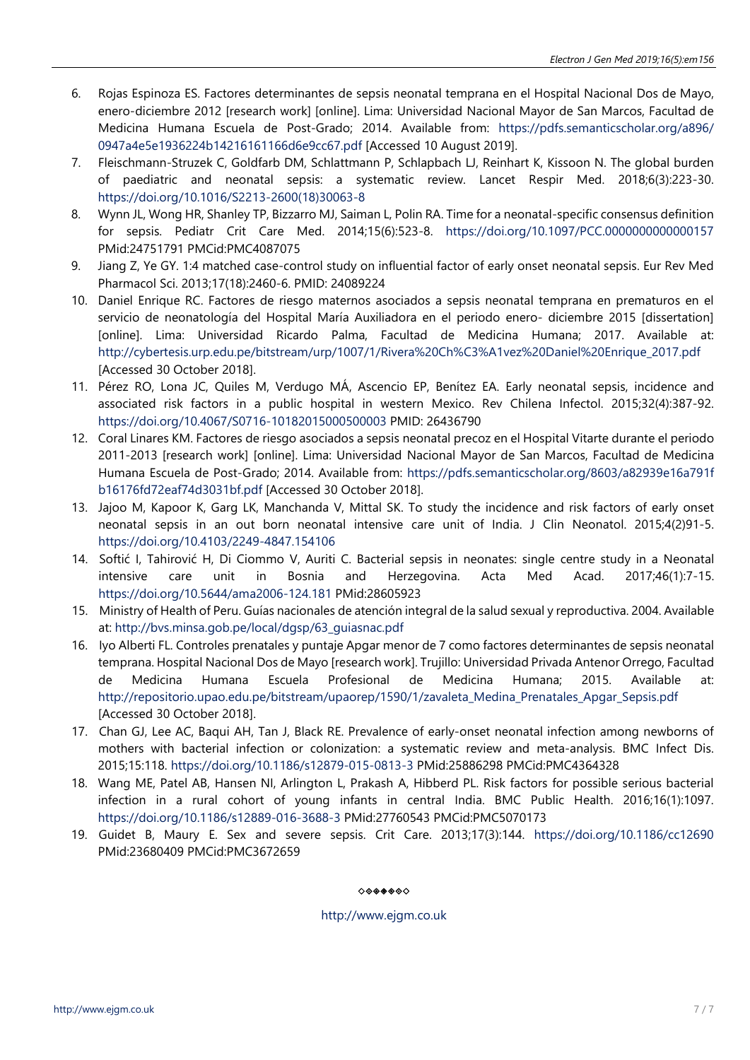6. Rojas Espinoza ES. Factores determinantes de sepsis neonatal temprana en el Hospital Nacional Dos de Mayo, enero-diciembre 2012 [research work] [online]. Lima: Universidad Nacional Mayor de San Marcos, Facultad de Medicina Humana Escuela de Post-Grado; 2014. Available from: https://pdfs.semanticscholar.org/a896/0947a4e5e1936224b14216161166d6e9cc67.pdf [Accessed 10 August 2019].
7. Fleischmann-Struzek C, Goldfarb DM, Schlattmann P, Schlapbach LJ, Reinhart K, Kissoon N. The global burden of paediatric and neonatal sepsis: a systematic review. Lancet Respir Med. 2018;6(3):223-30. https://doi.org/10.1016/S2213-2600(18)30063-8
8. Wynn JL, Wong HR, Shanley TP, Bizzarro MJ, Saiman L, Polin RA. Time for a neonatal-specific consensus definition for sepsis. Pediatr Crit Care Med. 2014;15(6):523-8. https://doi.org/10.1097/PCC.0000000000000157 PMid:24751791 PMCid:PMC4087075
9. Jiang Z, Ye GY. 1:4 matched case-control study on influential factor of early onset neonatal sepsis. Eur Rev Med Pharmacol Sci. 2013;17(18):2460-6. PMID: 24089224
10. Daniel Enrique RC. Factores de riesgo maternos asociados a sepsis neonatal temprana en prematuros en el servicio de neonatología del Hospital María Auxiliadora en el periodo enero- diciembre 2015 [dissertation] [online]. Lima: Universidad Ricardo Palma, Facultad de Medicina Humana; 2017. Available at: http://cybertesis.urp.edu.pe/bitstream/urp/1007/1/Rivera%20Ch%C3%A1vez%20Daniel%20Enrique_2017.pdf [Accessed 30 October 2018].
11. Pérez RO, Lona JC, Quiles M, Verdugo MÁ, Ascencio EP, Benítez EA. Early neonatal sepsis, incidence and associated risk factors in a public hospital in western Mexico. Rev Chilena Infectol. 2015;32(4):387-92. https://doi.org/10.4067/S0716-10182015000500003 PMID: 26436790
12. Coral Linares KM. Factores de riesgo asociados a sepsis neonatal precoz en el Hospital Vitarte durante el periodo 2011-2013 [research work] [online]. Lima: Universidad Nacional Mayor de San Marcos, Facultad de Medicina Humana Escuela de Post-Grado; 2014. Available from: https://pdfs.semanticscholar.org/8603/a82939e16a791fb16176fd72eaf74d3031bf.pdf [Accessed 30 October 2018].
13. Jajoo M, Kapoor K, Garg LK, Manchanda V, Mittal SK. To study the incidence and risk factors of early onset neonatal sepsis in an out born neonatal intensive care unit of India. J Clin Neonatol. 2015;4(2)91-5. https://doi.org/10.4103/2249-4847.154106
14. Softić I, Tahirović H, Di Ciommo V, Auriti C. Bacterial sepsis in neonates: single centre study in a Neonatal intensive care unit in Bosnia and Herzegovina. Acta Med Acad. 2017;46(1):7-15. https://doi.org/10.5644/ama2006-124.181 PMid:28605923
15. Ministry of Health of Peru. Guías nacionales de atención integral de la salud sexual y reproductiva. 2004. Available at: http://bvs.minsa.gob.pe/local/dgsp/63_guiasnac.pdf
16. Iyo Alberti FL. Controles prenatales y puntaje Apgar menor de 7 como factores determinantes de sepsis neonatal temprana. Hospital Nacional Dos de Mayo [research work]. Trujillo: Universidad Privada Antenor Orrego, Facultad de Medicina Humana Escuela Profesional de Medicina Humana; 2015. Available at: http://repositorio.upao.edu.pe/bitstream/upaorep/1590/1/zavaleta_Medina_Prenatales_Apgar_Sepsis.pdf [Accessed 30 October 2018].
17. Chan GJ, Lee AC, Baqui AH, Tan J, Black RE. Prevalence of early-onset neonatal infection among newborns of mothers with bacterial infection or colonization: a systematic review and meta-analysis. BMC Infect Dis. 2015;15:118. https://doi.org/10.1186/s12879-015-0813-3 PMid:25886298 PMCid:PMC4364328
18. Wang ME, Patel AB, Hansen NI, Arlington L, Prakash A, Hibberd PL. Risk factors for possible serious bacterial infection in a rural cohort of young infants in central India. BMC Public Health. 2016;16(1):1097. https://doi.org/10.1186/s12889-016-3688-3 PMid:27760543 PMCid:PMC5070173
19. Guidet B, Maury E. Sex and severe sepsis. Crit Care. 2013;17(3):144. https://doi.org/10.1186/cc12690 PMid:23680409 PMCid:PMC3672659

◇◈◈◈◈◈◇

http://www.ejgm.co.uk